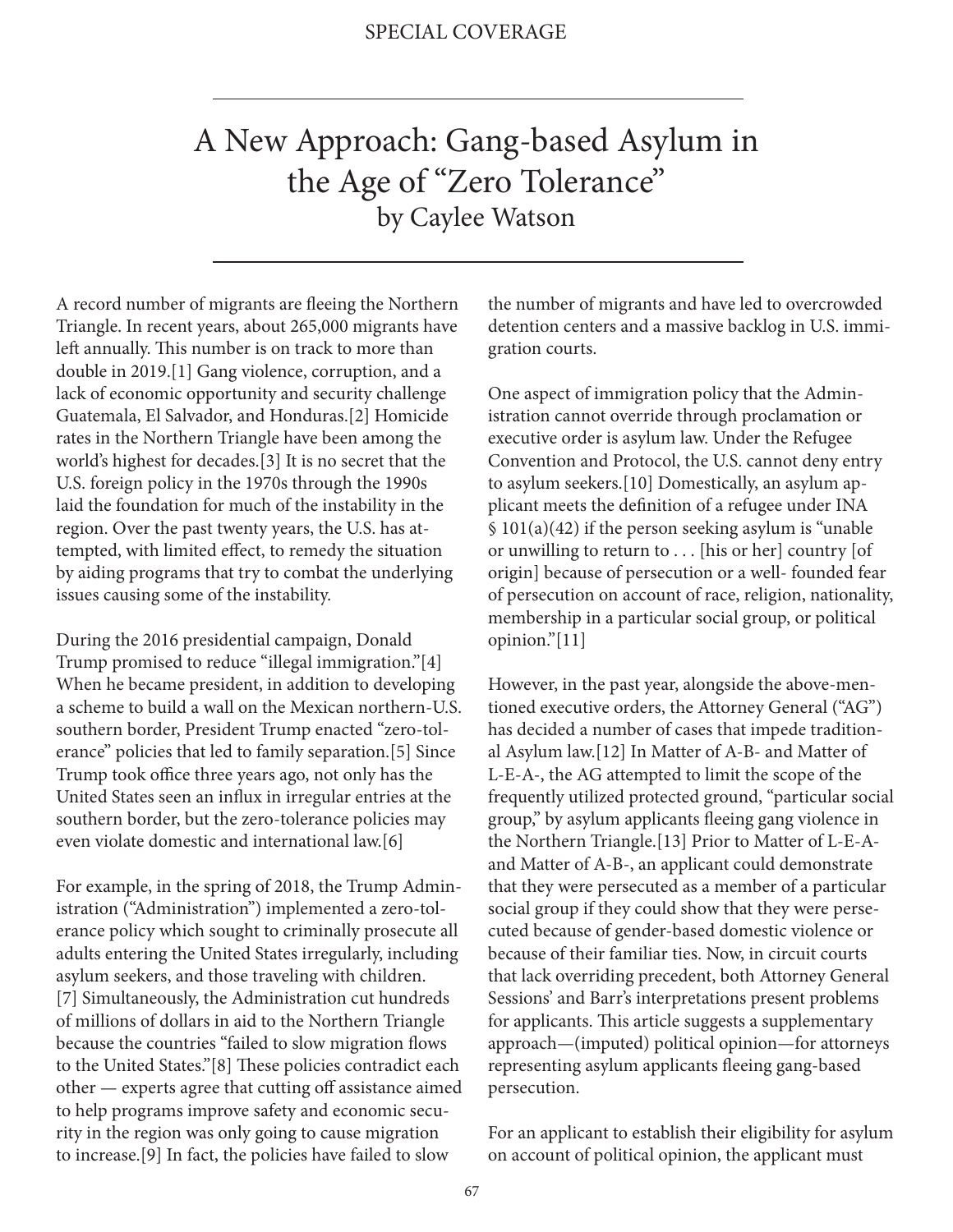SPECIAL COVERAGE

# A New Approach: Gang-based Asylum in the Age of "Zero Tolerance"

by Caylee Watson

A record number of migrants are fleeing the Northern Triangle. In recent years, about 265,000 migrants have left annually. This number is on track to more than double in 2019.[1] Gang violence, corruption, and a lack of economic opportunity and security challenge Guatemala, El Salvador, and Honduras.[2] Homicide rates in the Northern Triangle have been among the world's highest for decades.[3] It is no secret that the U.S. foreign policy in the 1970s through the 1990s laid the foundation for much of the instability in the region. Over the past twenty years, the U.S. has attempted, with limited effect, to remedy the situation by aiding programs that try to combat the underlying issues causing some of the instability.

During the 2016 presidential campaign, Donald Trump promised to reduce "illegal immigration."[4] When he became president, in addition to developing a scheme to build a wall on the Mexican northern-U.S. southern border, President Trump enacted "zero-tolerance" policies that led to family separation.[5] Since Trump took office three years ago, not only has the United States seen an influx in irregular entries at the southern border, but the zero-tolerance policies may even violate domestic and international law.[6]

For example, in the spring of 2018, the Trump Administration ("Administration") implemented a zero-tolerance policy which sought to criminally prosecute all adults entering the United States irregularly, including asylum seekers, and those traveling with children.[7] Simultaneously, the Administration cut hundreds of millions of dollars in aid to the Northern Triangle because the countries "failed to slow migration flows to the United States."[8] These policies contradict each other — experts agree that cutting off assistance aimed to help programs improve safety and economic security in the region was only going to cause migration to increase.[9] In fact, the policies have failed to slow the number of migrants and have led to overcrowded detention centers and a massive backlog in U.S. immigration courts.

One aspect of immigration policy that the Administration cannot override through proclamation or executive order is asylum law. Under the Refugee Convention and Protocol, the U.S. cannot deny entry to asylum seekers.[10] Domestically, an asylum applicant meets the definition of a refugee under INA § 101(a)(42) if the person seeking asylum is "unable or unwilling to return to . . . [his or her] country [of origin] because of persecution or a well- founded fear of persecution on account of race, religion, nationality, membership in a particular social group, or political opinion."[11]

However, in the past year, alongside the above-mentioned executive orders, the Attorney General ("AG") has decided a number of cases that impede traditional Asylum law.[12] In Matter of A-B- and Matter of L-E-A-, the AG attempted to limit the scope of the frequently utilized protected ground, "particular social group," by asylum applicants fleeing gang violence in the Northern Triangle.[13] Prior to Matter of L-E-A- and Matter of A-B-, an applicant could demonstrate that they were persecuted as a member of a particular social group if they could show that they were persecuted because of gender-based domestic violence or because of their familiar ties. Now, in circuit courts that lack overriding precedent, both Attorney General Sessions' and Barr's interpretations present problems for applicants. This article suggests a supplementary approach—(imputed) political opinion—for attorneys representing asylum applicants fleeing gang-based persecution.

For an applicant to establish their eligibility for asylum on account of political opinion, the applicant must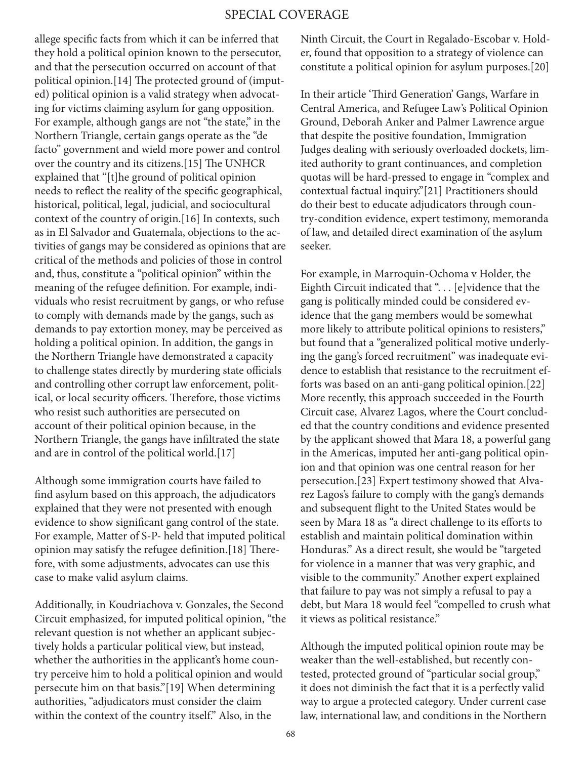allege specific facts from which it can be inferred that they hold a political opinion known to the persecutor, and that the persecution occurred on account of that political opinion.[14] The protected ground of (imputed) political opinion is a valid strategy when advocating for victims claiming asylum for gang opposition. For example, although gangs are not "the state," in the Northern Triangle, certain gangs operate as the "de facto" government and wield more power and control over the country and its citizens.[15] The UNHCR explained that "[t]he ground of political opinion needs to reflect the reality of the specific geographical, historical, political, legal, judicial, and sociocultural context of the country of origin.[16] In contexts, such as in El Salvador and Guatemala, objections to the activities of gangs may be considered as opinions that are critical of the methods and policies of those in control and, thus, constitute a "political opinion" within the meaning of the refugee definition. For example, individuals who resist recruitment by gangs, or who refuse to comply with demands made by the gangs, such as demands to pay extortion money, may be perceived as holding a political opinion. In addition, the gangs in the Northern Triangle have demonstrated a capacity to challenge states directly by murdering state officials and controlling other corrupt law enforcement, political, or local security officers. Therefore, those victims who resist such authorities are persecuted on account of their political opinion because, in the Northern Triangle, the gangs have infiltrated the state and are in control of the political world.[17]

Although some immigration courts have failed to find asylum based on this approach, the adjudicators explained that they were not presented with enough evidence to show significant gang control of the state. For example, Matter of S-P- held that imputed political opinion may satisfy the refugee definition.[18] Therefore, with some adjustments, advocates can use this case to make valid asylum claims.

Additionally, in Koudriachova v. Gonzales, the Second Circuit emphasized, for imputed political opinion, "the relevant question is not whether an applicant subjectively holds a particular political view, but instead, whether the authorities in the applicant's home country perceive him to hold a political opinion and would persecute him on that basis."[19] When determining authorities, "adjudicators must consider the claim within the context of the country itself." Also, in the Ninth Circuit, the Court in Regalado-Escobar v. Holder, found that opposition to a strategy of violence can constitute a political opinion for asylum purposes.[20]

In their article 'Third Generation' Gangs, Warfare in Central America, and Refugee Law's Political Opinion Ground, Deborah Anker and Palmer Lawrence argue that despite the positive foundation, Immigration Judges dealing with seriously overloaded dockets, limited authority to grant continuances, and completion quotas will be hard-pressed to engage in "complex and contextual factual inquiry."[21] Practitioners should do their best to educate adjudicators through country-condition evidence, expert testimony, memoranda of law, and detailed direct examination of the asylum seeker.

For example, in Marroquin-Ochoma v Holder, the Eighth Circuit indicated that ". . . [e]vidence that the gang is politically minded could be considered evidence that the gang members would be somewhat more likely to attribute political opinions to resisters," but found that a "generalized political motive underlying the gang's forced recruitment" was inadequate evidence to establish that resistance to the recruitment efforts was based on an anti-gang political opinion.[22] More recently, this approach succeeded in the Fourth Circuit case, Alvarez Lagos, where the Court concluded that the country conditions and evidence presented by the applicant showed that Mara 18, a powerful gang in the Americas, imputed her anti-gang political opinion and that opinion was one central reason for her persecution.[23] Expert testimony showed that Alvarez Lagos's failure to comply with the gang's demands and subsequent flight to the United States would be seen by Mara 18 as "a direct challenge to its efforts to establish and maintain political domination within Honduras." As a direct result, she would be "targeted for violence in a manner that was very graphic, and visible to the community." Another expert explained that failure to pay was not simply a refusal to pay a debt, but Mara 18 would feel "compelled to crush what it views as political resistance."

Although the imputed political opinion route may be weaker than the well-established, but recently contested, protected ground of "particular social group," it does not diminish the fact that it is a perfectly valid way to argue a protected category. Under current case law, international law, and conditions in the Northern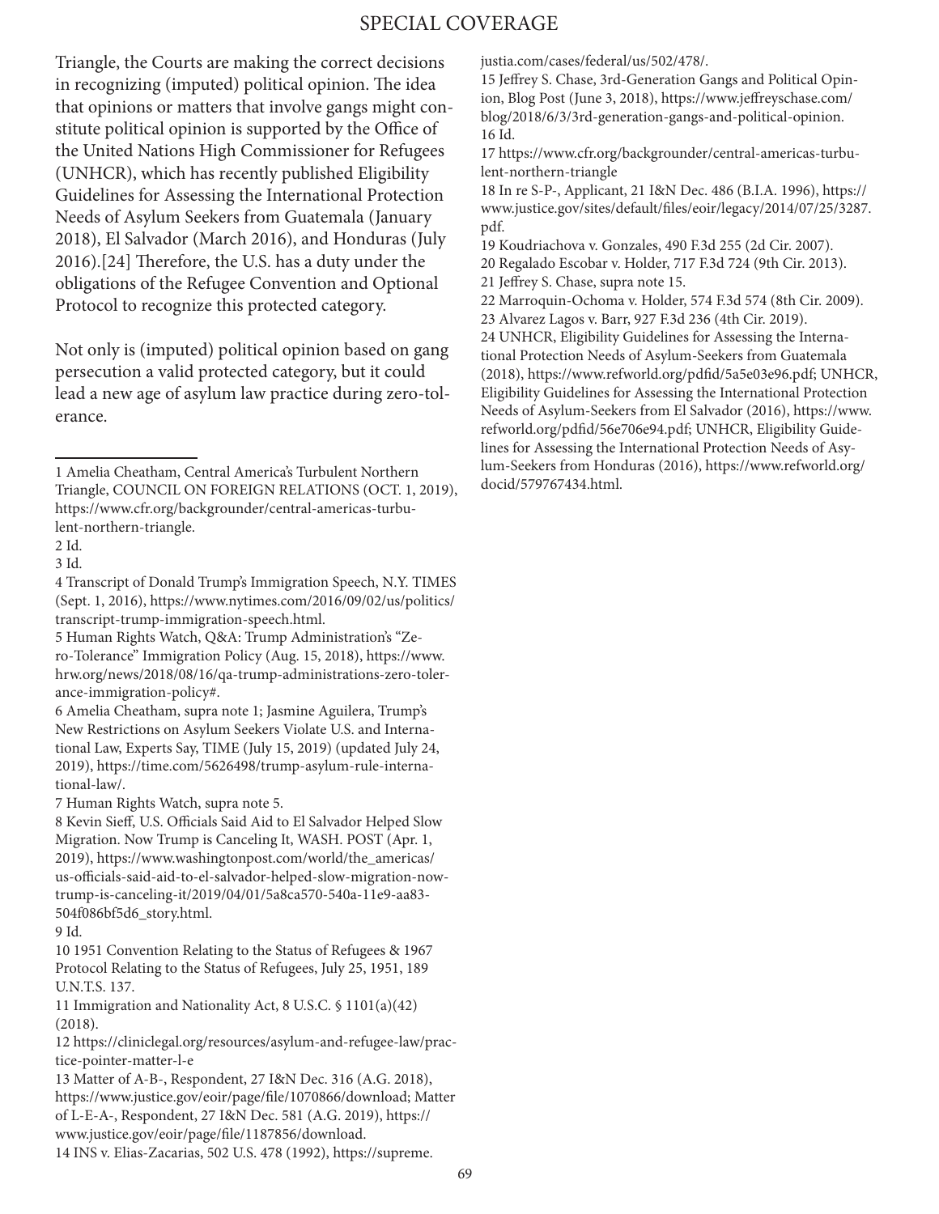Triangle, the Courts are making the correct decisions in recognizing (imputed) political opinion. The idea that opinions or matters that involve gangs might constitute political opinion is supported by the Office of the United Nations High Commissioner for Refugees (UNHCR), which has recently published Eligibility Guidelines for Assessing the International Protection Needs of Asylum Seekers from Guatemala (January 2018), El Salvador (March 2016), and Honduras (July 2016).[24] Therefore, the U.S. has a duty under the obligations of the Refugee Convention and Optional Protocol to recognize this protected category.

Not only is (imputed) political opinion based on gang persecution a valid protected category, but it could lead a new age of asylum law practice during zero-tolerance.

---

1 Amelia Cheatham, Central America's Turbulent Northern Triangle, COUNCIL ON FOREIGN RELATIONS (OCT. 1, 2019), https://www.cfr.org/backgrounder/central-americas-turbulent-northern-triangle.

2 Id.

3 Id.

4 Transcript of Donald Trump's Immigration Speech, N.Y. TIMES (Sept. 1, 2016), https://www.nytimes.com/2016/09/02/us/politics/transcript-trump-immigration-speech.html.

5 Human Rights Watch, Q&A: Trump Administration's "Zero-Tolerance" Immigration Policy (Aug. 15, 2018), https://www.hrw.org/news/2018/08/16/qa-trump-administrations-zero-tolerance-immigration-policy#.

6 Amelia Cheatham, supra note 1; Jasmine Aguilera, Trump's New Restrictions on Asylum Seekers Violate U.S. and International Law, Experts Say, TIME (July 15, 2019) (updated July 24, 2019), https://time.com/5626498/trump-asylum-rule-international-law/.

7 Human Rights Watch, supra note 5.

8 Kevin Sieff, U.S. Officials Said Aid to El Salvador Helped Slow Migration. Now Trump is Canceling It, WASH. POST (Apr. 1, 2019), https://www.washingtonpost.com/world/the_americas/us-officials-said-aid-to-el-salvador-helped-slow-migration-now-trump-is-canceling-it/2019/04/01/5a8ca570-540a-11e9-aa83-504f086bf5d6_story.html.

9 Id.

10 1951 Convention Relating to the Status of Refugees & 1967 Protocol Relating to the Status of Refugees, July 25, 1951, 189 U.N.T.S. 137.

11 Immigration and Nationality Act, 8 U.S.C. § 1101(a)(42) (2018).

12 https://cliniclegal.org/resources/asylum-and-refugee-law/practice-pointer-matter-l-e

13 Matter of A-B-, Respondent, 27 I&N Dec. 316 (A.G. 2018), https://www.justice.gov/eoir/page/file/1070866/download; Matter of L-E-A-, Respondent, 27 I&N Dec. 581 (A.G. 2019), https://www.justice.gov/eoir/page/file/1187856/download.

14 INS v. Elias-Zacarias, 502 U.S. 478 (1992), https://supreme.justia.com/cases/federal/us/502/478/.

15 Jeffrey S. Chase, 3rd-Generation Gangs and Political Opinion, Blog Post (June 3, 2018), https://www.jeffreyschase.com/blog/2018/6/3/3rd-generation-gangs-and-political-opinion.

16 Id.

17 https://www.cfr.org/backgrounder/central-americas-turbulent-northern-triangle

18 In re S-P-, Applicant, 21 I&N Dec. 486 (B.I.A. 1996), https://www.justice.gov/sites/default/files/eoir/legacy/2014/07/25/3287.pdf.

19 Koudriachova v. Gonzales, 490 F.3d 255 (2d Cir. 2007).

20 Regalado Escobar v. Holder, 717 F.3d 724 (9th Cir. 2013).

21 Jeffrey S. Chase, supra note 15.

22 Marroquin-Ochoma v. Holder, 574 F.3d 574 (8th Cir. 2009).

23 Alvarez Lagos v. Barr, 927 F.3d 236 (4th Cir. 2019).

24 UNHCR, Eligibility Guidelines for Assessing the International Protection Needs of Asylum-Seekers from Guatemala (2018), https://www.refworld.org/pdfid/5a5e03e96.pdf; UNHCR, Eligibility Guidelines for Assessing the International Protection Needs of Asylum-Seekers from El Salvador (2016), https://www.refworld.org/pdfid/56e706e94.pdf; UNHCR, Eligibility Guidelines for Assessing the International Protection Needs of Asylum-Seekers from Honduras (2016), https://www.refworld.org/docid/579767434.html.